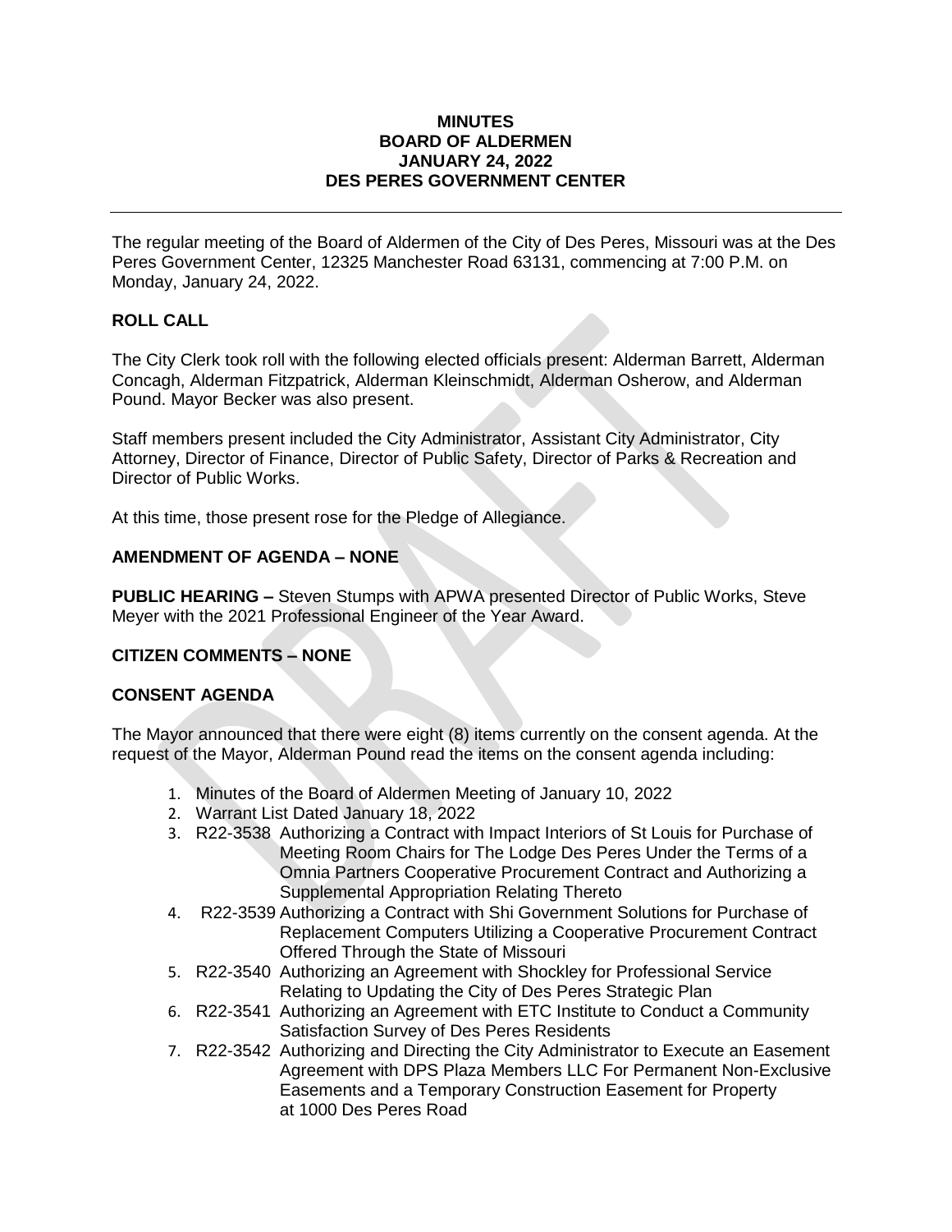**MINUTES**
**BOARD OF ALDERMEN**
**JANUARY 24, 2022**
**DES PERES GOVERNMENT CENTER**

---

The regular meeting of the Board of Aldermen of the City of Des Peres, Missouri was at the Des Peres Government Center, 12325 Manchester Road 63131, commencing at 7:00 P.M. on Monday, January 24, 2022.

## ROLL CALL

The City Clerk took roll with the following elected officials present: Alderman Barrett, Alderman Concagh, Alderman Fitzpatrick, Alderman Kleinschmidt, Alderman Osherow, and Alderman Pound. Mayor Becker was also present.

Staff members present included the City Administrator, Assistant City Administrator, City Attorney, Director of Finance, Director of Public Safety, Director of Parks & Recreation and Director of Public Works.

At this time, those present rose for the Pledge of Allegiance.

## AMENDMENT OF AGENDA – NONE

**PUBLIC HEARING –** Steven Stumps with APWA presented Director of Public Works, Steve Meyer with the 2021 Professional Engineer of the Year Award.

## CITIZEN COMMENTS – NONE

## CONSENT AGENDA

The Mayor announced that there were eight (8) items currently on the consent agenda. At the request of the Mayor, Alderman Pound read the items on the consent agenda including:

1. Minutes of the Board of Aldermen Meeting of January 10, 2022
2. Warrant List Dated January 18, 2022
3. R22-3538 Authorizing a Contract with Impact Interiors of St Louis for Purchase of Meeting Room Chairs for The Lodge Des Peres Under the Terms of a Omnia Partners Cooperative Procurement Contract and Authorizing a Supplemental Appropriation Relating Thereto
4. R22-3539 Authorizing a Contract with Shi Government Solutions for Purchase of Replacement Computers Utilizing a Cooperative Procurement Contract Offered Through the State of Missouri
5. R22-3540 Authorizing an Agreement with Shockley for Professional Service Relating to Updating the City of Des Peres Strategic Plan
6. R22-3541 Authorizing an Agreement with ETC Institute to Conduct a Community Satisfaction Survey of Des Peres Residents
7. R22-3542 Authorizing and Directing the City Administrator to Execute an Easement Agreement with DPS Plaza Members LLC For Permanent Non-Exclusive Easements and a Temporary Construction Easement for Property at 1000 Des Peres Road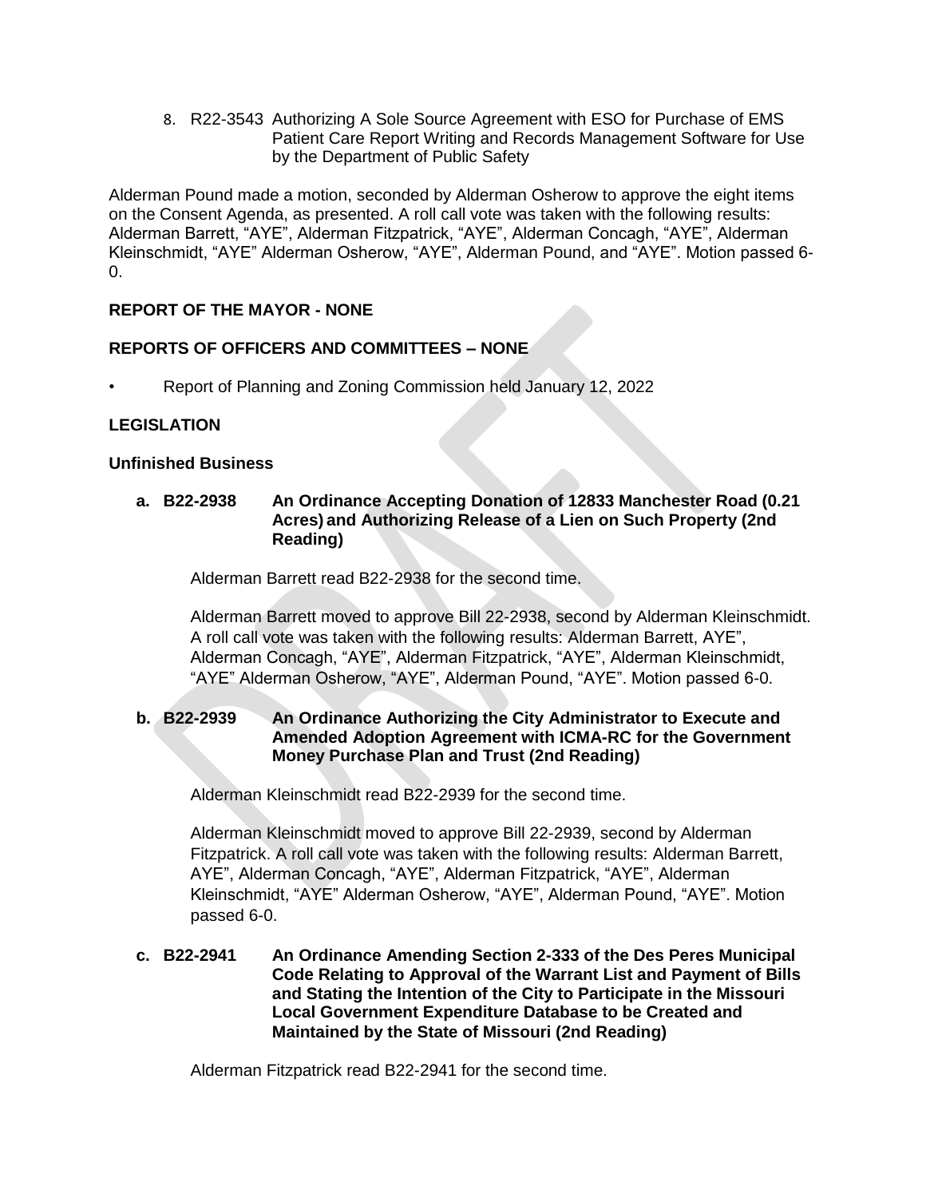8. R22-3543 Authorizing A Sole Source Agreement with ESO for Purchase of EMS Patient Care Report Writing and Records Management Software for Use by the Department of Public Safety

Alderman Pound made a motion, seconded by Alderman Osherow to approve the eight items on the Consent Agenda, as presented. A roll call vote was taken with the following results: Alderman Barrett, "AYE", Alderman Fitzpatrick, "AYE", Alderman Concagh, "AYE", Alderman Kleinschmidt, "AYE" Alderman Osherow, "AYE", Alderman Pound, and "AYE". Motion passed 6-0.

**REPORT OF THE MAYOR - NONE**

**REPORTS OF OFFICERS AND COMMITTEES – NONE**

- Report of Planning and Zoning Commission held January 12, 2022

**LEGISLATION**

**Unfinished Business**

**a. B22-2938 An Ordinance Accepting Donation of 12833 Manchester Road (0.21 Acres) and Authorizing Release of a Lien on Such Property (2nd Reading)**

Alderman Barrett read B22-2938 for the second time.

Alderman Barrett moved to approve Bill 22-2938, second by Alderman Kleinschmidt. A roll call vote was taken with the following results: Alderman Barrett, AYE", Alderman Concagh, "AYE", Alderman Fitzpatrick, "AYE", Alderman Kleinschmidt, "AYE" Alderman Osherow, "AYE", Alderman Pound, "AYE". Motion passed 6-0.

**b. B22-2939 An Ordinance Authorizing the City Administrator to Execute and Amended Adoption Agreement with ICMA-RC for the Government Money Purchase Plan and Trust (2nd Reading)**

Alderman Kleinschmidt read B22-2939 for the second time.

Alderman Kleinschmidt moved to approve Bill 22-2939, second by Alderman Fitzpatrick. A roll call vote was taken with the following results: Alderman Barrett, AYE", Alderman Concagh, "AYE", Alderman Fitzpatrick, "AYE", Alderman Kleinschmidt, "AYE" Alderman Osherow, "AYE", Alderman Pound, "AYE". Motion passed 6-0.

**c. B22-2941 An Ordinance Amending Section 2-333 of the Des Peres Municipal Code Relating to Approval of the Warrant List and Payment of Bills and Stating the Intention of the City to Participate in the Missouri Local Government Expenditure Database to be Created and Maintained by the State of Missouri (2nd Reading)**

Alderman Fitzpatrick read B22-2941 for the second time.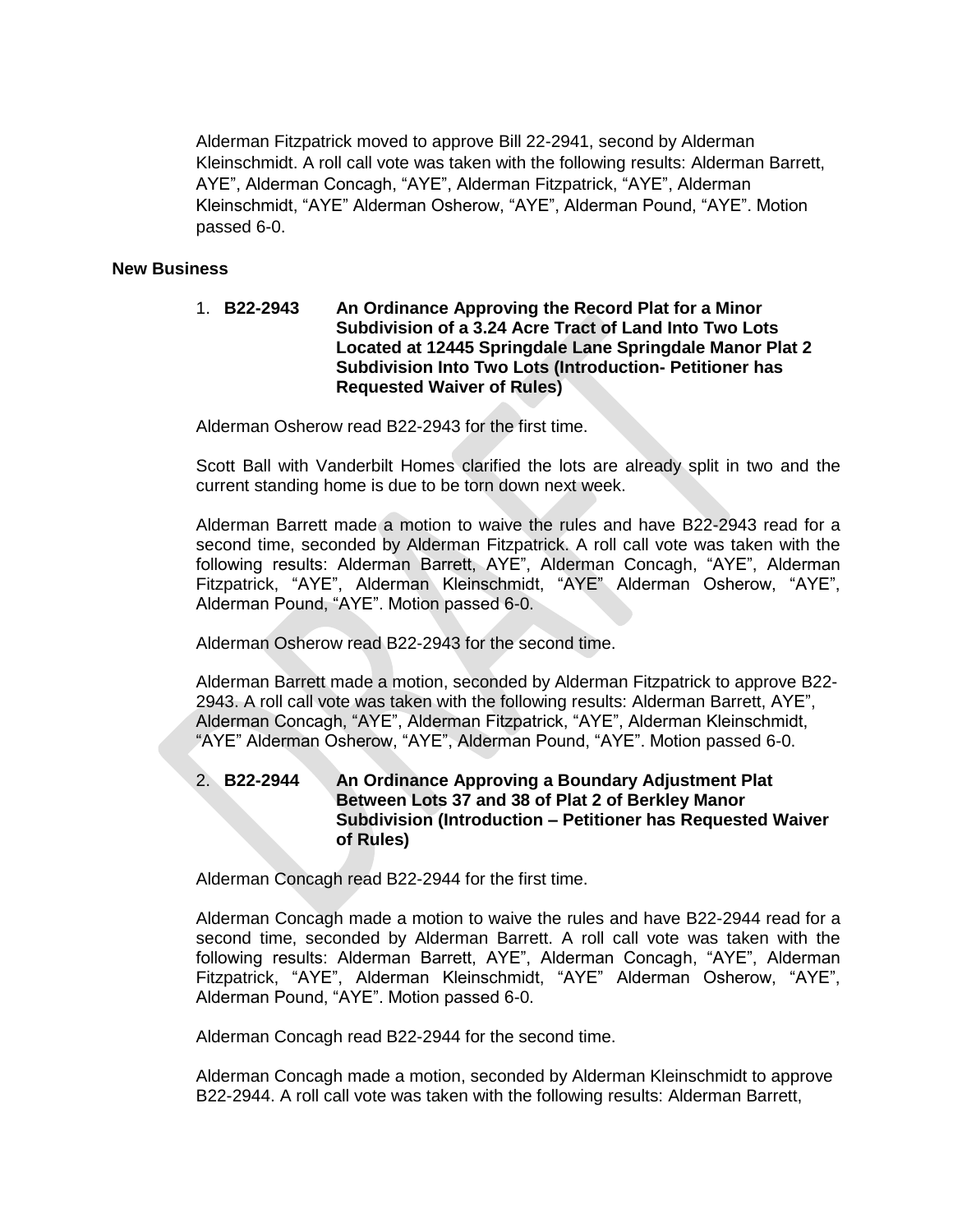Alderman Fitzpatrick moved to approve Bill 22-2941, second by Alderman Kleinschmidt. A roll call vote was taken with the following results: Alderman Barrett, AYE", Alderman Concagh, "AYE", Alderman Fitzpatrick, "AYE", Alderman Kleinschmidt, "AYE" Alderman Osherow, "AYE", Alderman Pound, "AYE". Motion passed 6-0.

## New Business

1. **B22-2943 An Ordinance Approving the Record Plat for a Minor Subdivision of a 3.24 Acre Tract of Land Into Two Lots Located at 12445 Springdale Lane Springdale Manor Plat 2 Subdivision Into Two Lots (Introduction- Petitioner has Requested Waiver of Rules)**

Alderman Osherow read B22-2943 for the first time.

Scott Ball with Vanderbilt Homes clarified the lots are already split in two and the current standing home is due to be torn down next week.

Alderman Barrett made a motion to waive the rules and have B22-2943 read for a second time, seconded by Alderman Fitzpatrick. A roll call vote was taken with the following results: Alderman Barrett, AYE", Alderman Concagh, "AYE", Alderman Fitzpatrick, "AYE", Alderman Kleinschmidt, "AYE" Alderman Osherow, "AYE", Alderman Pound, "AYE". Motion passed 6-0.

Alderman Osherow read B22-2943 for the second time.

Alderman Barrett made a motion, seconded by Alderman Fitzpatrick to approve B22-2943. A roll call vote was taken with the following results: Alderman Barrett, AYE", Alderman Concagh, "AYE", Alderman Fitzpatrick, "AYE", Alderman Kleinschmidt, "AYE" Alderman Osherow, "AYE", Alderman Pound, "AYE". Motion passed 6-0.

2. **B22-2944 An Ordinance Approving a Boundary Adjustment Plat Between Lots 37 and 38 of Plat 2 of Berkley Manor Subdivision (Introduction – Petitioner has Requested Waiver of Rules)**

Alderman Concagh read B22-2944 for the first time.

Alderman Concagh made a motion to waive the rules and have B22-2944 read for a second time, seconded by Alderman Barrett. A roll call vote was taken with the following results: Alderman Barrett, AYE", Alderman Concagh, "AYE", Alderman Fitzpatrick, "AYE", Alderman Kleinschmidt, "AYE" Alderman Osherow, "AYE", Alderman Pound, "AYE". Motion passed 6-0.

Alderman Concagh read B22-2944 for the second time.

Alderman Concagh made a motion, seconded by Alderman Kleinschmidt to approve B22-2944. A roll call vote was taken with the following results: Alderman Barrett,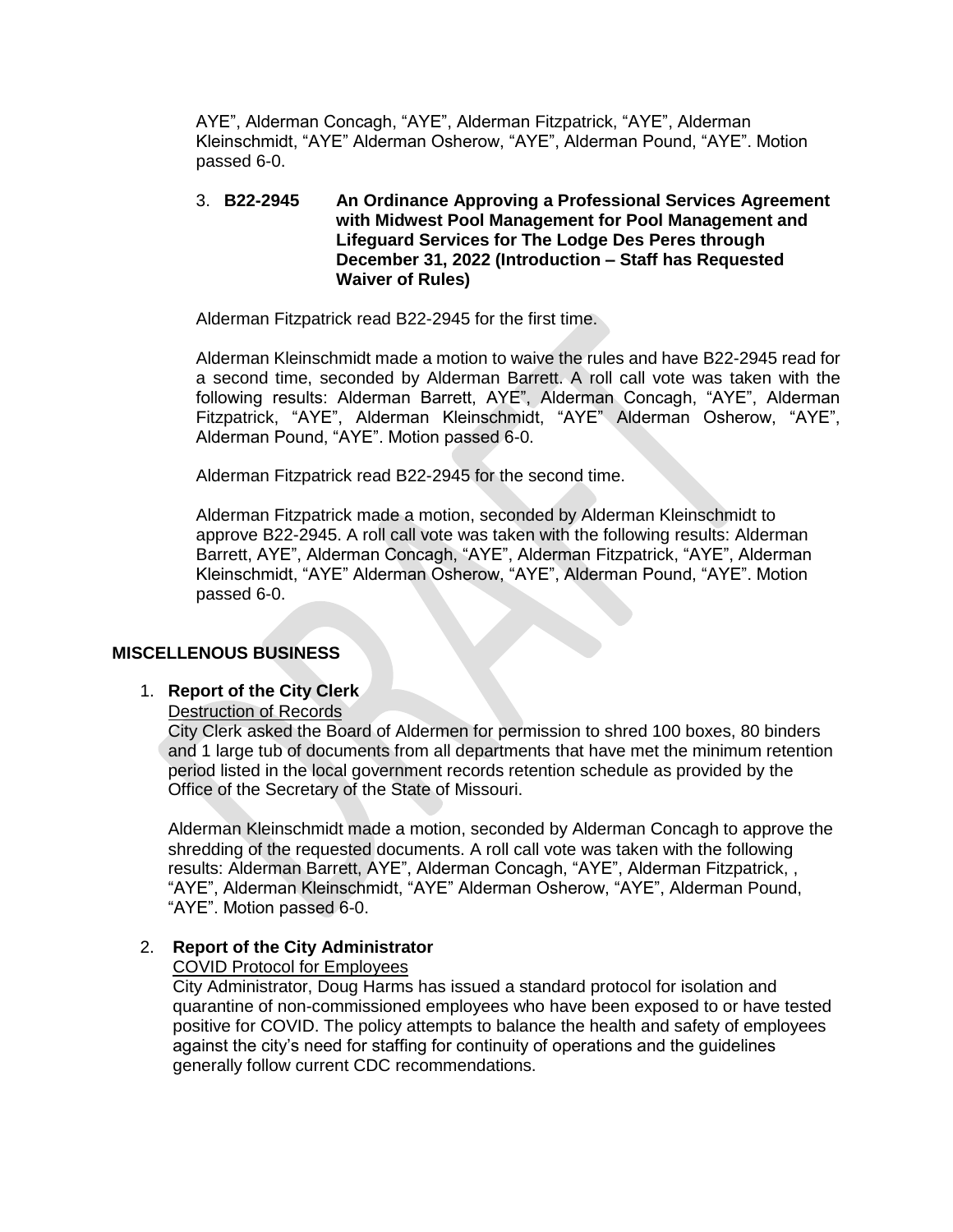AYE", Alderman Concagh, "AYE", Alderman Fitzpatrick, "AYE", Alderman Kleinschmidt, "AYE" Alderman Osherow, "AYE", Alderman Pound, "AYE". Motion passed 6-0.

3. **B22-2945 An Ordinance Approving a Professional Services Agreement with Midwest Pool Management for Pool Management and Lifeguard Services for The Lodge Des Peres through December 31, 2022 (Introduction – Staff has Requested Waiver of Rules)**

Alderman Fitzpatrick read B22-2945 for the first time.

Alderman Kleinschmidt made a motion to waive the rules and have B22-2945 read for a second time, seconded by Alderman Barrett. A roll call vote was taken with the following results: Alderman Barrett, AYE", Alderman Concagh, "AYE", Alderman Fitzpatrick, "AYE", Alderman Kleinschmidt, "AYE" Alderman Osherow, "AYE", Alderman Pound, "AYE". Motion passed 6-0.

Alderman Fitzpatrick read B22-2945 for the second time.

Alderman Fitzpatrick made a motion, seconded by Alderman Kleinschmidt to approve B22-2945. A roll call vote was taken with the following results: Alderman Barrett, AYE", Alderman Concagh, "AYE", Alderman Fitzpatrick, "AYE", Alderman Kleinschmidt, "AYE" Alderman Osherow, "AYE", Alderman Pound, "AYE". Motion passed 6-0.

## MISCELLENOUS BUSINESS

1. **Report of the City Clerk**

   Destruction of Records

   City Clerk asked the Board of Aldermen for permission to shred 100 boxes, 80 binders and 1 large tub of documents from all departments that have met the minimum retention period listed in the local government records retention schedule as provided by the Office of the Secretary of the State of Missouri.

   Alderman Kleinschmidt made a motion, seconded by Alderman Concagh to approve the shredding of the requested documents. A roll call vote was taken with the following results: Alderman Barrett, AYE", Alderman Concagh, "AYE", Alderman Fitzpatrick, , "AYE", Alderman Kleinschmidt, "AYE" Alderman Osherow, "AYE", Alderman Pound, "AYE". Motion passed 6-0.

2. **Report of the City Administrator**

   COVID Protocol for Employees

   City Administrator, Doug Harms has issued a standard protocol for isolation and quarantine of non-commissioned employees who have been exposed to or have tested positive for COVID. The policy attempts to balance the health and safety of employees against the city's need for staffing for continuity of operations and the guidelines generally follow current CDC recommendations.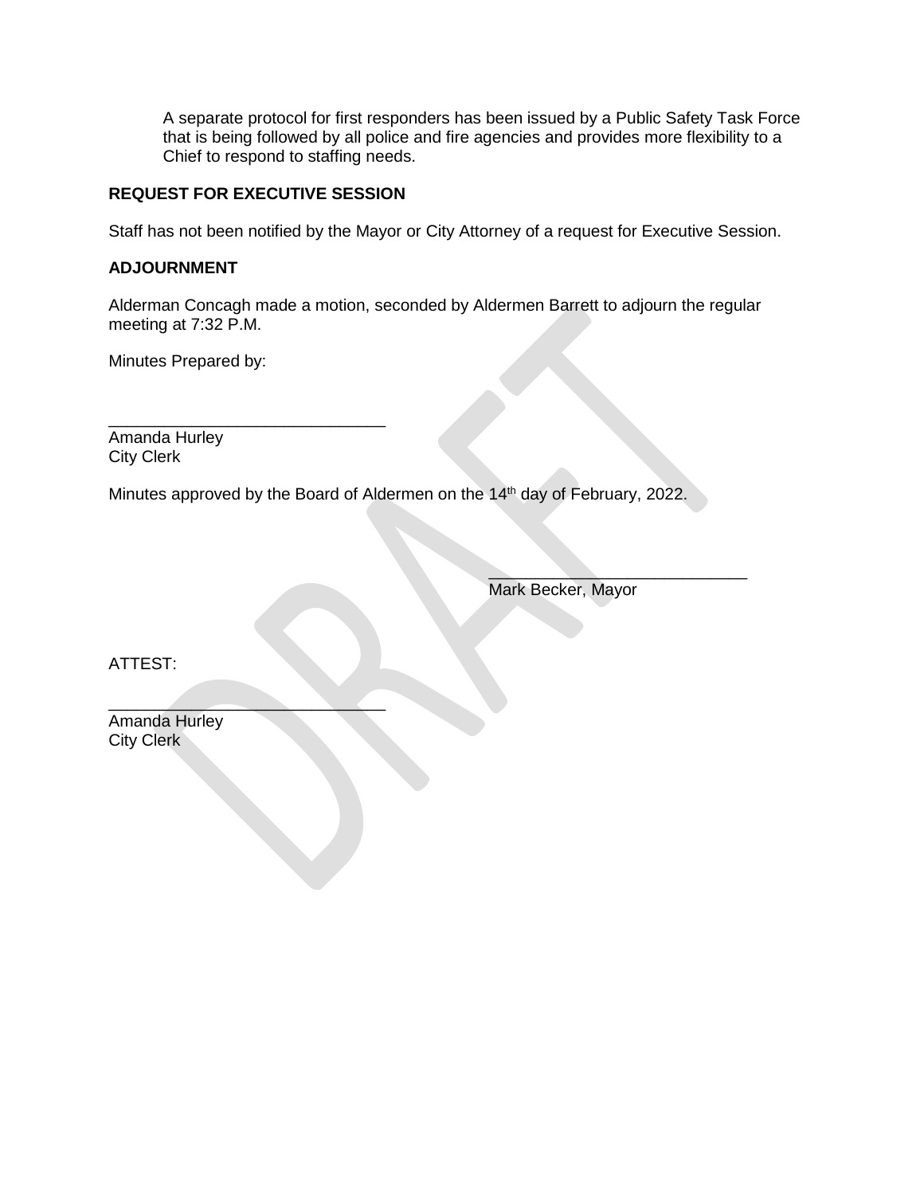A separate protocol for first responders has been issued by a Public Safety Task Force that is being followed by all police and fire agencies and provides more flexibility to a Chief to respond to staffing needs.

**REQUEST FOR EXECUTIVE SESSION**

Staff has not been notified by the Mayor or City Attorney of a request for Executive Session.

**ADJOURNMENT**

Alderman Concagh made a motion, seconded by Aldermen Barrett to adjourn the regular meeting at 7:32 P.M.

Minutes Prepared by:

______________________________
Amanda Hurley
City Clerk

Minutes approved by the Board of Aldermen on the 14th day of February, 2022.

______________________________
Mark Becker, Mayor

ATTEST:

______________________________
Amanda Hurley
City Clerk